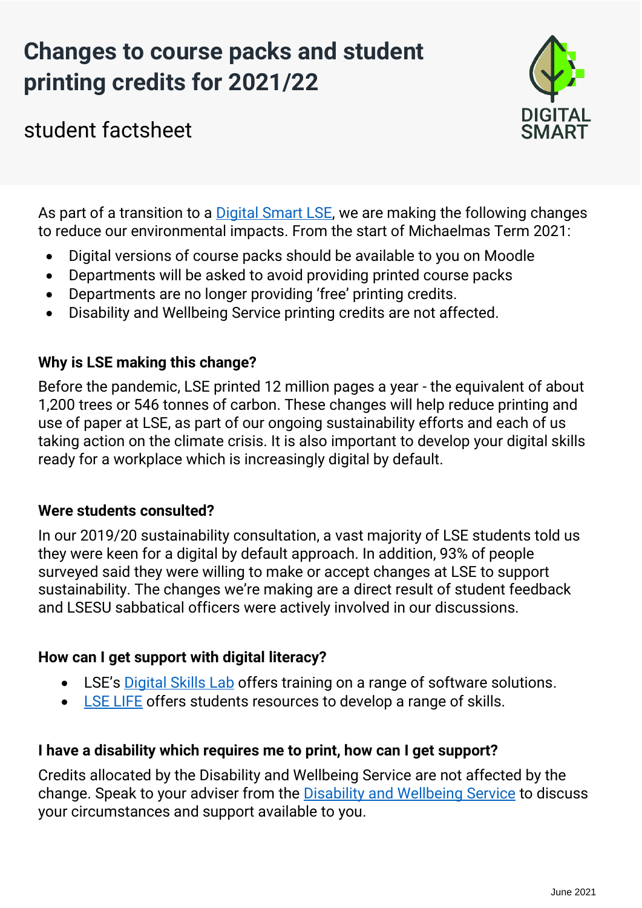# Changes to course packs and student printing credits for 2021/22

## student factsheet

As part of a transition to a Digital Smart LSE, we are making the following changes to reduce our environmental impacts. From the start of Michaelmas Term 2021:

- Digital versions of course packs should be available to you on Moodle
- Departments will be asked to avoid providing printed course packs
- Departments are no longer providing 'free' printing credits.
- Disability and Wellbeing Service printing credits are not affected.

### Why is LSE making this change?

Before the pandemic, LSE printed 12 million pages a year - the equivalent of about 1,200 trees or 546 tonnes of carbon. These changes will help reduce printing and use of paper at LSE, as part of our ongoing sustainability efforts and each of us taking action on the climate crisis. It is also important to develop your digital skills ready for a workplace which is increasingly digital by default.

### Were students consulted?

In our 2019/20 sustainability consultation, a vast majority of LSE students told us they were keen for a digital by default approach. In addition, 93% of people surveyed said they were willing to make or accept changes at LSE to support sustainability. The changes we're making are a direct result of student feedback and LSESU sabbatical officers were actively involved in our discussions.

### How can I get support with digital literacy?

- LSE's Digital Skills Lab offers training on a range of software solutions.
- LSE LIFE offers students resources to develop a range of skills.

### I have a disability which requires me to print, how can I get support?

Credits allocated by the Disability and Wellbeing Service are not affected by the change. Speak to your adviser from the Disability and Wellbeing Service to discuss your circumstances and support available to you.

June 2021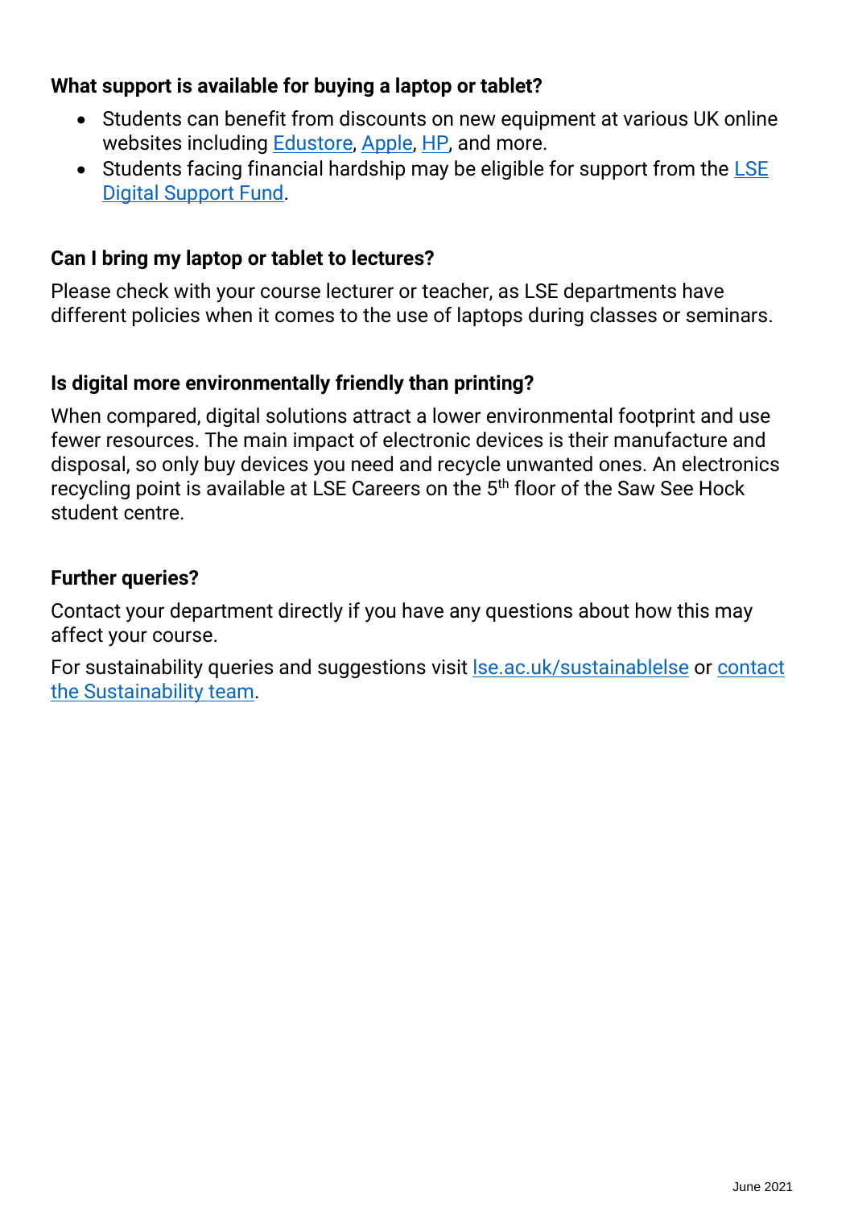**What support is available for buying a laptop or tablet?**

- Students can benefit from discounts on new equipment at various UK online websites including Edustore, Apple, HP, and more.
- Students facing financial hardship may be eligible for support from the LSE Digital Support Fund.

**Can I bring my laptop or tablet to lectures?**

Please check with your course lecturer or teacher, as LSE departments have different policies when it comes to the use of laptops during classes or seminars.

**Is digital more environmentally friendly than printing?**

When compared, digital solutions attract a lower environmental footprint and use fewer resources. The main impact of electronic devices is their manufacture and disposal, so only buy devices you need and recycle unwanted ones. An electronics recycling point is available at LSE Careers on the 5th floor of the Saw See Hock student centre.

**Further queries?**

Contact your department directly if you have any questions about how this may affect your course.

For sustainability queries and suggestions visit lse.ac.uk/sustainablelse or contact the Sustainability team.

June 2021